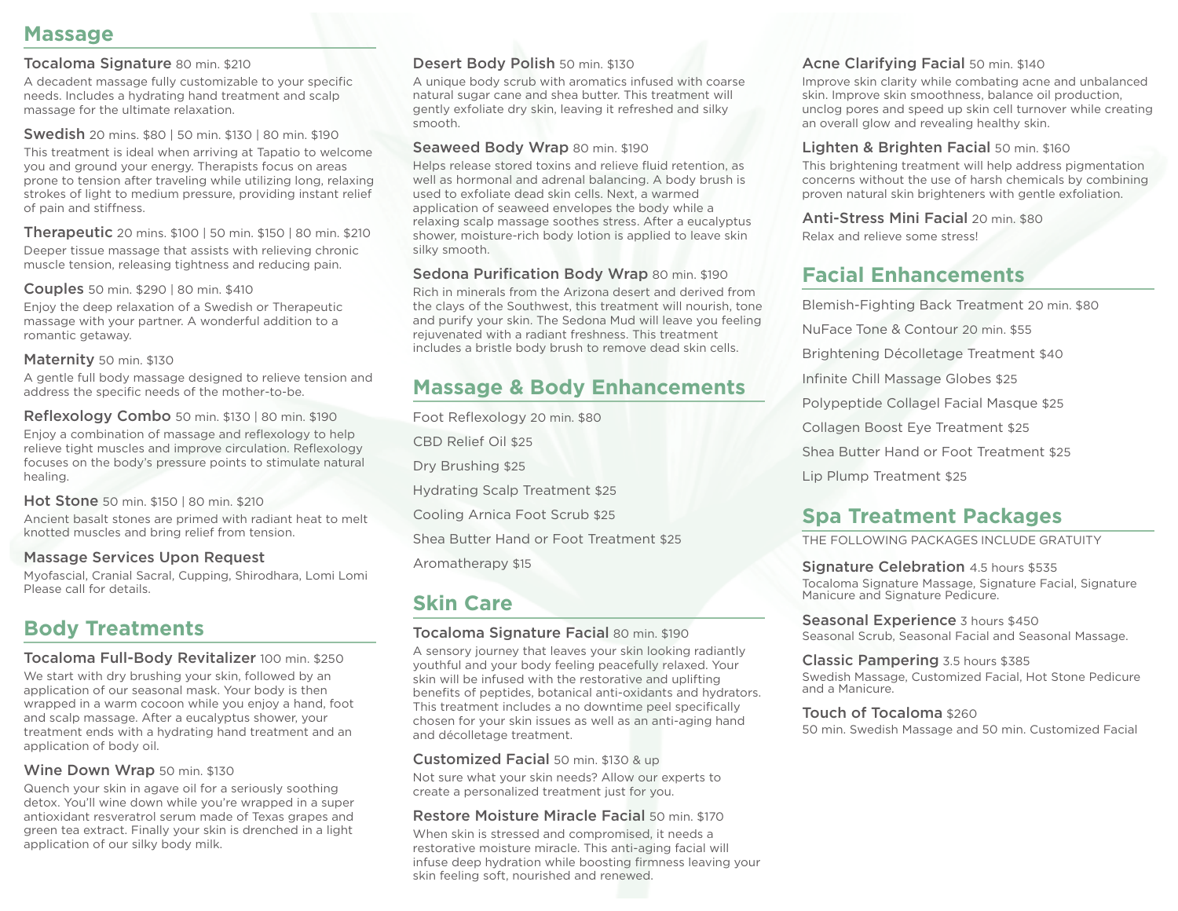## Massage

**Tocaloma Signature** 80 min. $210

A decadent massage fully customizable to your specific needs. Includes a hydrating hand treatment and scalp massage for the ultimate relaxation.

**Swedish** 20 mins. $80 | 50 min. $130 | 80 min. $190

This treatment is ideal when arriving at Tapatio to welcome you and ground your energy. Therapists focus on areas prone to tension after traveling while utilizing long, relaxing strokes of light to medium pressure, providing instant relief of pain and stiffness.

**Therapeutic** 20 mins. $100 | 50 min. $150 | 80 min. $210

Deeper tissue massage that assists with relieving chronic muscle tension, releasing tightness and reducing pain.

**Couples** 50 min. $290 | 80 min. $410

Enjoy the deep relaxation of a Swedish or Therapeutic massage with your partner. A wonderful addition to a romantic getaway.

**Maternity** 50 min. $130

A gentle full body massage designed to relieve tension and address the specific needs of the mother-to-be.

**Reflexology Combo** 50 min. $130 | 80 min. $190

Enjoy a combination of massage and reflexology to help relieve tight muscles and improve circulation. Reflexology focuses on the body's pressure points to stimulate natural healing.

**Hot Stone** 50 min. $150 | 80 min. $210

Ancient basalt stones are primed with radiant heat to melt knotted muscles and bring relief from tension.

**Massage Services Upon Request**

Myofascial, Cranial Sacral, Cupping, Shirodhara, Lomi Lomi
Please call for details.

## Body Treatments

**Tocaloma Full-Body Revitalizer** 100 min. $250

We start with dry brushing your skin, followed by an application of our seasonal mask. Your body is then wrapped in a warm cocoon while you enjoy a hand, foot and scalp massage. After a eucalyptus shower, your treatment ends with a hydrating hand treatment and an application of body oil.

**Wine Down Wrap** 50 min. $130

Quench your skin in agave oil for a seriously soothing detox. You'll wine down while you're wrapped in a super antioxidant resveratrol serum made of Texas grapes and green tea extract. Finally your skin is drenched in a light application of our silky body milk.

**Desert Body Polish** 50 min. $130

A unique body scrub with aromatics infused with coarse natural sugar cane and shea butter. This treatment will gently exfoliate dry skin, leaving it refreshed and silky smooth.

**Seaweed Body Wrap** 80 min. $190

Helps release stored toxins and relieve fluid retention, as well as hormonal and adrenal balancing. A body brush is used to exfoliate dead skin cells. Next, a warmed application of seaweed envelopes the body while a relaxing scalp massage soothes stress. After a eucalyptus shower, moisture-rich body lotion is applied to leave skin silky smooth.

**Sedona Purification Body Wrap** 80 min. $190

Rich in minerals from the Arizona desert and derived from the clays of the Southwest, this treatment will nourish, tone and purify your skin. The Sedona Mud will leave you feeling rejuvenated with a radiant freshness. This treatment includes a bristle body brush to remove dead skin cells.

## Massage & Body Enhancements

Foot Reflexology 20 min. $80

CBD Relief Oil $25

Dry Brushing $25

Hydrating Scalp Treatment $25

Cooling Arnica Foot Scrub $25

Shea Butter Hand or Foot Treatment $25

Aromatherapy $15

## Skin Care

**Tocaloma Signature Facial** 80 min. $190

A sensory journey that leaves your skin looking radiantly youthful and your body feeling peacefully relaxed. Your skin will be infused with the restorative and uplifting benefits of peptides, botanical anti-oxidants and hydrators. This treatment includes a no downtime peel specifically chosen for your skin issues as well as an anti-aging hand and décolletage treatment.

**Customized Facial** 50 min. $130 & up

Not sure what your skin needs? Allow our experts to create a personalized treatment just for you.

**Restore Moisture Miracle Facial** 50 min. $170

When skin is stressed and compromised, it needs a restorative moisture miracle. This anti-aging facial will infuse deep hydration while boosting firmness leaving your skin feeling soft, nourished and renewed.

**Acne Clarifying Facial** 50 min. $140

Improve skin clarity while combating acne and unbalanced skin. Improve skin smoothness, balance oil production, unclog pores and speed up skin cell turnover while creating an overall glow and revealing healthy skin.

**Lighten & Brighten Facial** 50 min. $160

This brightening treatment will help address pigmentation concerns without the use of harsh chemicals by combining proven natural skin brighteners with gentle exfoliation.

**Anti-Stress Mini Facial** 20 min. $80

Relax and relieve some stress!

## Facial Enhancements

Blemish-Fighting Back Treatment 20 min. $80

NuFace Tone & Contour 20 min. $55

Brightening Décolletage Treatment $40

Infinite Chill Massage Globes $25

Polypeptide Collagel Facial Masque $25

Collagen Boost Eye Treatment $25

Shea Butter Hand or Foot Treatment $25

Lip Plump Treatment $25

## Spa Treatment Packages

THE FOLLOWING PACKAGES INCLUDE GRATUITY

**Signature Celebration** 4.5 hours $535

Tocaloma Signature Massage, Signature Facial, Signature Manicure and Signature Pedicure.

**Seasonal Experience** 3 hours $450

Seasonal Scrub, Seasonal Facial and Seasonal Massage.

**Classic Pampering** 3.5 hours $385

Swedish Massage, Customized Facial, Hot Stone Pedicure and a Manicure.

**Touch of Tocaloma** $260

50 min. Swedish Massage and 50 min. Customized Facial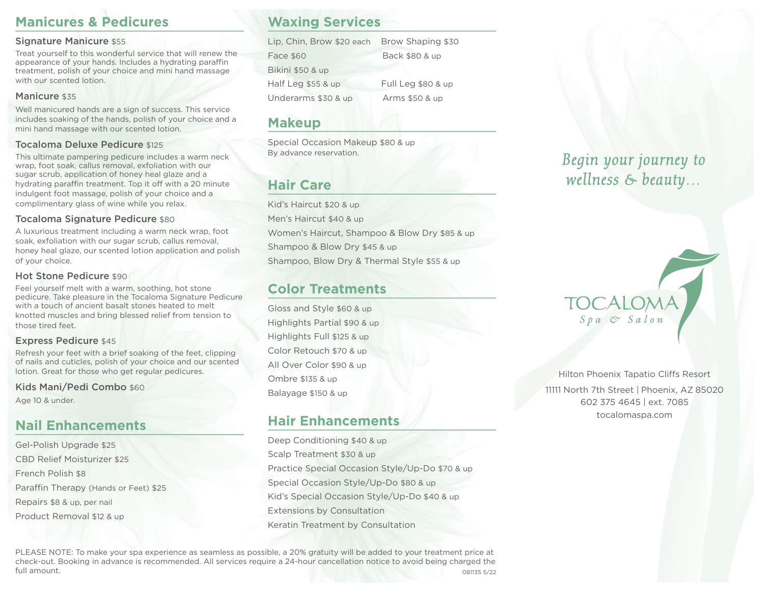## Manicures & Pedicures

### Signature Manicure $55

Treat yourself to this wonderful service that will renew the appearance of your hands. Includes a hydrating paraffin treatment, polish of your choice and mini hand massage with our scented lotion.

### Manicure $35

Well manicured hands are a sign of success. This service includes soaking of the hands, polish of your choice and a mini hand massage with our scented lotion.

### Tocaloma Deluxe Pedicure $125

This ultimate pampering pedicure includes a warm neck wrap, foot soak, callus removal, exfoliation with our sugar scrub, application of honey heal glaze and a hydrating paraffin treatment. Top it off with a 20 minute indulgent foot massage, polish of your choice and a complimentary glass of wine while you relax.

### Tocaloma Signature Pedicure $80

A luxurious treatment including a warm neck wrap, foot soak, exfoliation with our sugar scrub, callus removal, honey heal glaze, our scented lotion application and polish of your choice.

### Hot Stone Pedicure $90

Feel yourself melt with a warm, soothing, hot stone pedicure. Take pleasure in the Tocaloma Signature Pedicure with a touch of ancient basalt stones heated to melt knotted muscles and bring blessed relief from tension to those tired feet.

### Express Pedicure $45

Refresh your feet with a brief soaking of the feet, clipping of nails and cuticles, polish of your choice and our scented lotion. Great for those who get regular pedicures.

### Kids Mani/Pedi Combo $60

Age 10 & under.

## Nail Enhancements

Gel-Polish Upgrade $25

CBD Relief Moisturizer $25

French Polish $8

Paraffin Therapy (Hands or Feet) $25

Repairs $8 & up, per nail

Product Removal $12 & up

## Waxing Services

Lip, Chin, Brow $20 each

Brow Shaping $30

Face $60

Back $80 & up

Bikini $50 & up

Half Leg $55 & up

Full Leg $80 & up

Underarms $30 & up

Arms $50 & up

## Makeup

Special Occasion Makeup $80 & up
By advance reservation.

## Hair Care

Kid's Haircut $20 & up

Men's Haircut $40 & up

Women's Haircut, Shampoo & Blow Dry $85 & up

Shampoo & Blow Dry $45 & up

Shampoo, Blow Dry & Thermal Style $55 & up

## Color Treatments

Gloss and Style $60 & up

Highlights Partial $90 & up

Highlights Full $125 & up

Color Retouch $70 & up

All Over Color $90 & up

Ombre $135 & up

Balayage $150 & up

## Hair Enhancements

Deep Conditioning $40 & up

Scalp Treatment $30 & up

Practice Special Occasion Style/Up-Do $70 & up

Special Occasion Style/Up-Do $80 & up

Kid's Special Occasion Style/Up-Do $40 & up

Extensions by Consultation

Keratin Treatment by Consultation

PLEASE NOTE: To make your spa experience as seamless as possible, a 20% gratuity will be added to your treatment price at check-out. Booking in advance is recommended. All services require a 24-hour cancellation notice to avoid being charged the full amount.

081135 5/22

*Begin your journey to wellness & beauty…*

TOCALOMA
Spa & Salon

Hilton Phoenix Tapatio Cliffs Resort
11111 North 7th Street | Phoenix, AZ 85020
602 375 4645 | ext. 7085
tocalomaspa.com